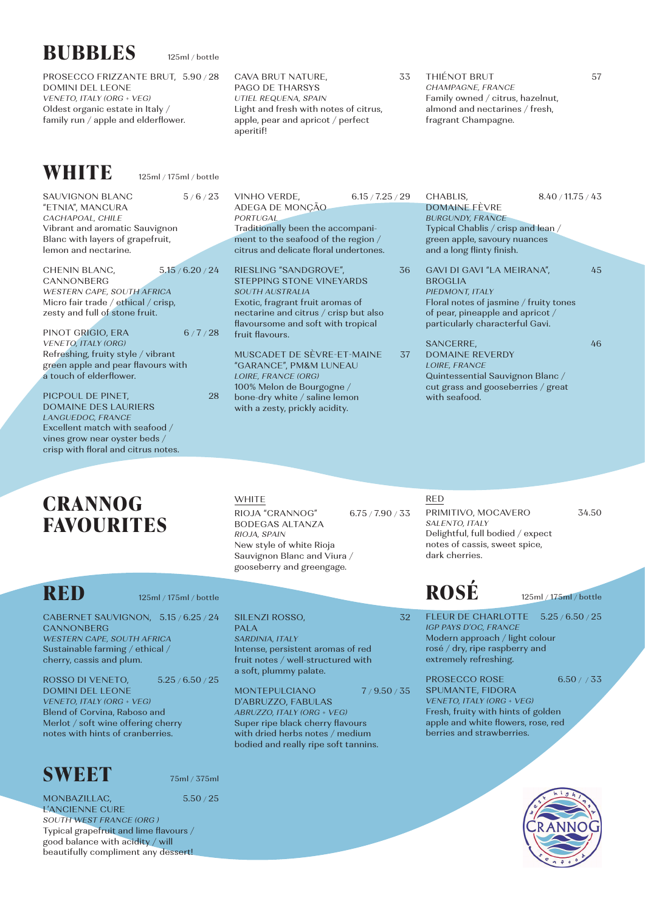# BUBBLES

125ml / bottle

PROSECCO FRIZZANTE BRUT, DOMINI DEL LEONE 5.90 / 28
*VENETO, ITALY (ORG + VEG)*
Oldest organic estate in Italy / family run / apple and elderflower.

CAVA BRUT NATURE, PAGO DE THARSYS 33
*UTIEL REQUENA, SPAIN*
Light and fresh with notes of citrus, apple, pear and apricot / perfect aperitif!

THIÉNOT BRUT 57
*CHAMPAGNE, FRANCE*
Family owned / citrus, hazelnut, almond and nectarines / fresh, fragrant Champagne.

# WHITE

125ml / 175ml / bottle

SAUVIGNON BLANC "ETNIA", MANCURA 5 / 6 / 23
*CACHAPOAL, CHILE*
Vibrant and aromatic Sauvignon Blanc with layers of grapefruit, lemon and nectarine.

CHENIN BLANC, CANNONBERG 5.15 / 6.20 / 24
*WESTERN CAPE, SOUTH AFRICA*
Micro fair trade / ethical / crisp, zesty and full of stone fruit.

PINOT GRIGIO, ERA 6 / 7 / 28
*VENETO, ITALY (ORG)*
Refreshing, fruity style / vibrant green apple and pear flavours with a touch of elderflower.

PICPOUL DE PINET, DOMAINE DES LAURIERS 28
*LANGUEDOC, FRANCE*
Excellent match with seafood / vines grow near oyster beds / crisp with floral and citrus notes.

VINHO VERDE, ADEGA DE MONÇÃO 6.15 / 7.25 / 29
*PORTUGAL*
Traditionally been the accompaniment to the seafood of the region / citrus and delicate floral undertones.

RIESLING "SANDGROVE", STEPPING STONE VINEYARDS 36
*SOUTH AUSTRALIA*
Exotic, fragrant fruit aromas of nectarine and citrus / crisp but also flavoursome and soft with tropical fruit flavours.

MUSCADET DE SÈVRE-ET-MAINE "GARANCE", PM&M LUNEAU 37
*LOIRE, FRANCE (ORG)*
100% Melon de Bourgogne / bone-dry white / saline lemon with a zesty, prickly acidity.

CHABLIS, DOMAINE FÈVRE 8.40 / 11.75 / 43
*BURGUNDY, FRANCE*
Typical Chablis / crisp and lean / green apple, savoury nuances and a long flinty finish.

GAVI DI GAVI "LA MEIRANA", BROGLIA 45
*PIEDMONT, ITALY*
Floral notes of jasmine / fruity tones of pear, pineapple and apricot / particularly characterful Gavi.

SANCERRE, DOMAINE REVERDY 46
*LOIRE, FRANCE*
Quintessential Sauvignon Blanc / cut grass and gooseberries / great with seafood.

# CRANNOG FAVOURITES

WHITE

RIOJA "CRANNOG" BODEGAS ALTANZA 6.75 / 7.90 / 33
*RIOJA, SPAIN*
New style of white Rioja Sauvignon Blanc and Viura / gooseberry and greengage.

RED

PRIMITIVO, MOCAVERO 34.50
*SALENTO, ITALY*
Delightful, full bodied / expect notes of cassis, sweet spice, dark cherries.

# RED

125ml / 175ml / bottle

CABERNET SAUVIGNON, CANNONBERG 5.15 / 6.25 / 24
*WESTERN CAPE, SOUTH AFRICA*
Sustainable farming / ethical / cherry, cassis and plum.

ROSSO DI VENETO, DOMINI DEL LEONE 5.25 / 6.50 / 25
*VENETO, ITALY (ORG + VEG)*
Blend of Corvina, Raboso and Merlot / soft wine offering cherry notes with hints of cranberries.

SILENZI ROSSO, PALA 32
*SARDINIA, ITALY*
Intense, persistent aromas of red fruit notes / well-structured with a soft, plummy palate.

MONTEPULCIANO D'ABRUZZO, FABULAS 7 / 9.50 / 35
*ABRUZZO, ITALY (ORG + VEG)*
Super ripe black cherry flavours with dried herbs notes / medium bodied and really ripe soft tannins.

# ROSÉ

125ml / 175ml / bottle

FLEUR DE CHARLOTTE 5.25 / 6.50 / 25
*IGP PAYS D'OC, FRANCE*
Modern approach / light colour rosé / dry, ripe raspberry and extremely refreshing.

PROSECCO ROSE SPUMANTE, FIDORA 6.50 / / 33
*VENETO, ITALY (ORG + VEG)*
Fresh, fruity with hints of golden apple and white flowers, rose, red berries and strawberries.

# SWEET

75ml / 375ml

MONBAZILLAC, L'ANCIENNE CURE 5.50 / 25
*SOUTH WEST FRANCE (ORG )*
Typical grapefruit and lime flavours / good balance with acidity / will beautifully compliment any dessert!

west highland CRANNOG seafood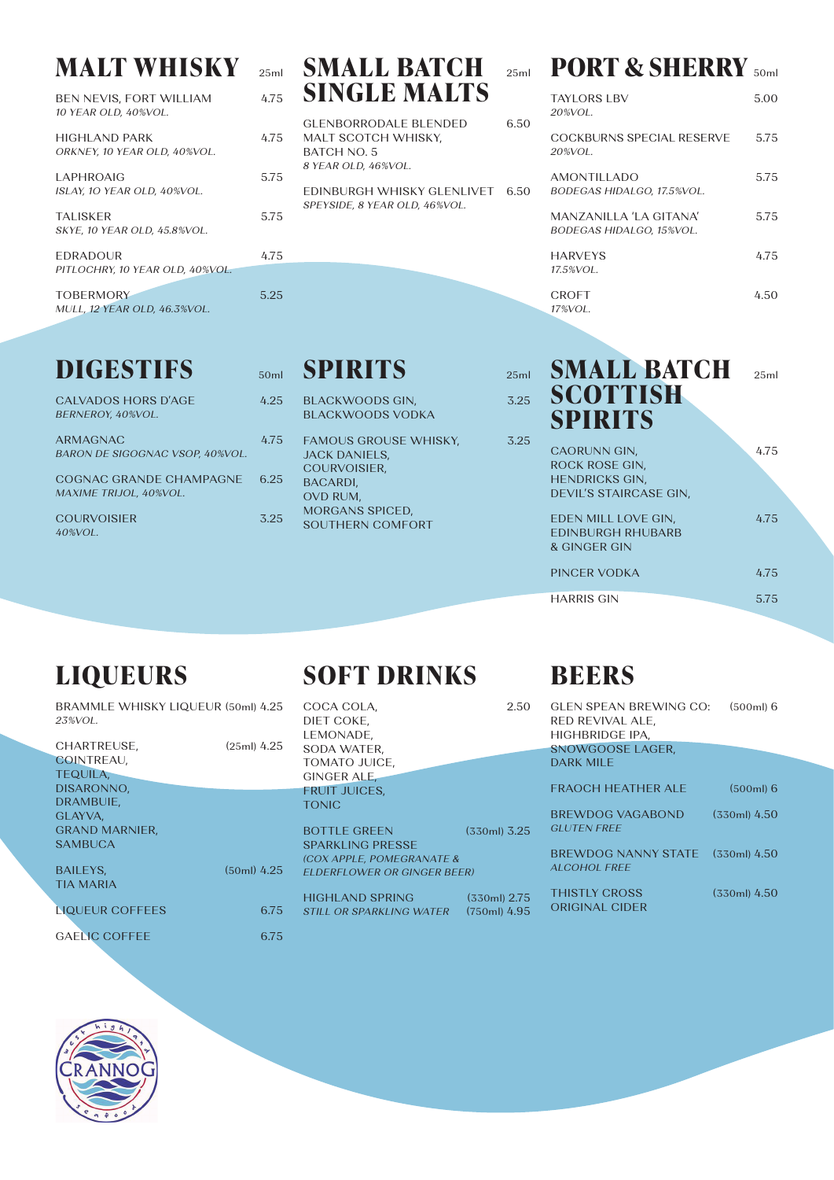## MALT WHISKY

25ml

| | |
|---|---|
| BEN NEVIS, FORT WILLIAM<br>*10 YEAR OLD, 40%VOL.* | 4.75 |
| HIGHLAND PARK<br>*ORKNEY, 10 YEAR OLD, 40%VOL.* | 4.75 |
| LAPHROAIG<br>*ISLAY, 10 YEAR OLD, 40%VOL.* | 5.75 |
| TALISKER<br>*SKYE, 10 YEAR OLD, 45.8%VOL.* | 5.75 |
| EDRADOUR<br>*PITLOCHRY, 10 YEAR OLD, 40%VOL.* | 4.75 |
| TOBERMORY<br>*MULL, 12 YEAR OLD, 46.3%VOL.* | 5.25 |

## SMALL BATCH SINGLE MALTS

25ml

| | |
|---|---|
| GLENBORRODALE BLENDED MALT SCOTCH WHISKY, BATCH NO. 5<br>*8 YEAR OLD, 46%VOL.* | 6.50 |
| EDINBURGH WHISKY GLENLIVET<br>*SPEYSIDE, 8 YEAR OLD, 46%VOL.* | 6.50 |

## PORT & SHERRY

50ml

| | |
|---|---|
| TAYLORS LBV<br>*20%VOL.* | 5.00 |
| COCKBURNS SPECIAL RESERVE<br>*20%VOL.* | 5.75 |
| AMONTILLADO<br>*BODEGAS HIDALGO, 17.5%VOL.* | 5.75 |
| MANZANILLA 'LA GITANA'<br>*BODEGAS HIDALGO, 15%VOL.* | 5.75 |
| HARVEYS<br>*17.5%VOL.* | 4.75 |
| CROFT<br>*17%VOL.* | 4.50 |

## DIGESTIFS

50ml

| | |
|---|---|
| CALVADOS HORS D'AGE<br>*BERNEROY, 40%VOL.* | 4.25 |
| ARMAGNAC<br>*BARON DE SIGOGNAC VSOP, 40%VOL.* | 4.75 |
| COGNAC GRANDE CHAMPAGNE<br>*MAXIME TRIJOL, 40%VOL.* | 6.25 |
| COURVOISIER<br>*40%VOL.* | 3.25 |

## SPIRITS

25ml

| | |
|---|---|
| BLACKWOODS GIN, BLACKWOODS VODKA | 3.25 |
| FAMOUS GROUSE WHISKY, JACK DANIELS, COURVOISIER, BACARDI, OVD RUM, MORGANS SPICED, SOUTHERN COMFORT | 3.25 |

## SMALL BATCH SCOTTISH SPIRITS

25ml

| | |
|---|---|
| CAORUNN GIN, ROCK ROSE GIN, HENDRICKS GIN, DEVIL'S STAIRCASE GIN, | 4.75 |
| EDEN MILL LOVE GIN, EDINBURGH RHUBARB & GINGER GIN | 4.75 |
| PINCER VODKA | 4.75 |
| HARRIS GIN | 5.75 |

## LIQUEURS

| | |
|---|---|
| BRAMMLE WHISKY LIQUEUR (50ml)<br>*23%VOL.* | 4.25 |
| CHARTREUSE, COINTREAU, TEQUILA, DISARONNO, DRAMBUIE, GLAYVA, GRAND MARNIER, SAMBUCA (25ml) | 4.25 |
| BAILEYS, TIA MARIA (50ml) | 4.25 |
| LIQUEUR COFFEES | 6.75 |
| GAELIC COFFEE | 6.75 |

## SOFT DRINKS

| | |
|---|---|
| COCA COLA, DIET COKE, LEMONADE, SODA WATER, TOMATO JUICE, GINGER ALE, FRUIT JUICES, TONIC | 2.50 |
| BOTTLE GREEN SPARKLING PRESSE<br>*(COX APPLE, POMEGRANATE & ELDERFLOWER OR GINGER BEER)* | (330ml) 3.25 |
| HIGHLAND SPRING<br>*STILL OR SPARKLING WATER* | (330ml) 2.75<br>(750ml) 4.95 |

## BEERS

| | |
|---|---|
| GLEN SPEAN BREWING CO: RED REVIVAL ALE, HIGHBRIDGE IPA, SNOWGOOSE LAGER, DARK MILE | (500ml) 6 |
| FRAOCH HEATHER ALE | (500ml) 6 |
| BREWDOG VAGABOND<br>*GLUTEN FREE* | (330ml) 4.50 |
| BREWDOG NANNY STATE<br>*ALCOHOL FREE* | (330ml) 4.50 |
| THISTLY CROSS ORIGINAL CIDER | (330ml) 4.50 |

west highland CRANNOG seafood